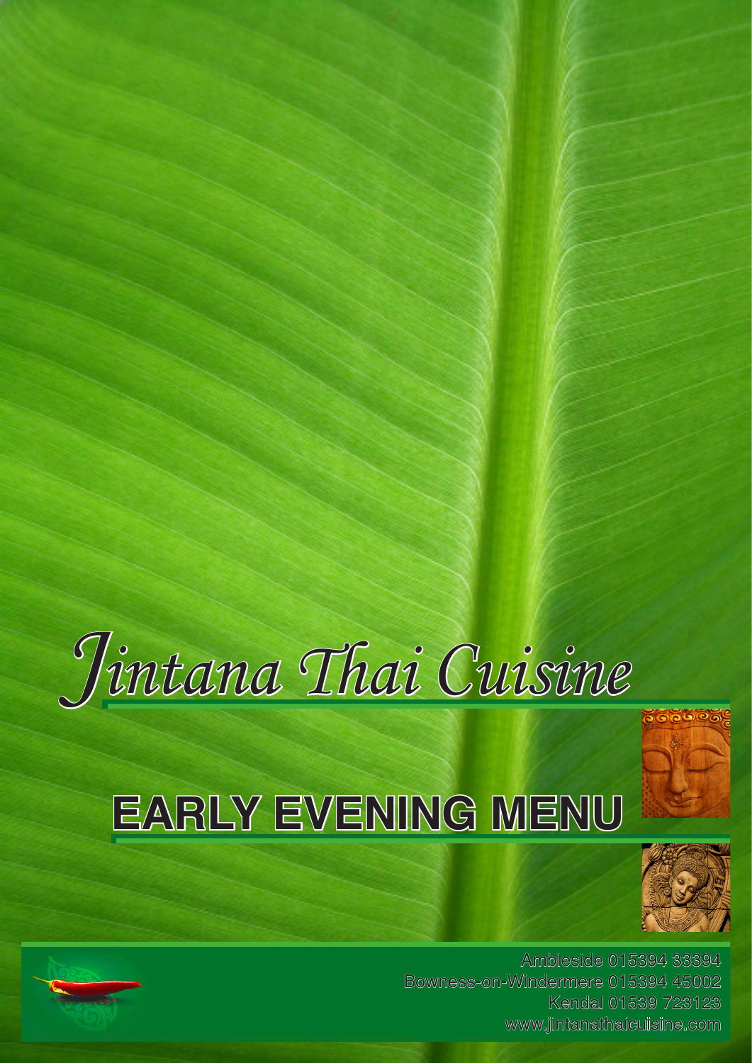# Jintana Thai Cuisine

## EARLY EVENING MENU

Ambleside 015394 33394
Bowness-on-Windermere 015394 45002
Kendal 01539 723123
www.jintanathaicuisine.com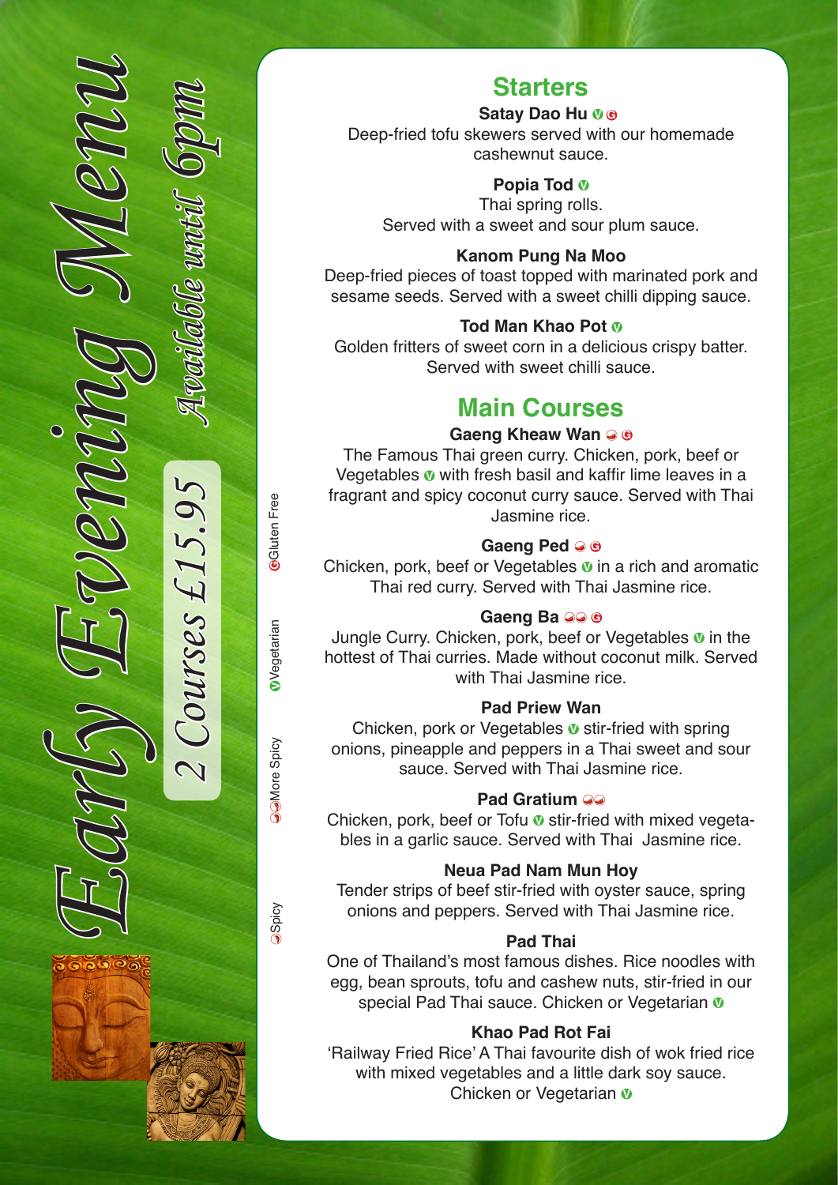# Early Evening Menu

*2 Courses £15.95*

*Available until 6pm*

## Starters

**Satay Dao Hu** V G
Deep-fried tofu skewers served with our homemade cashewnut sauce.

**Popia Tod** V
Thai spring rolls.
Served with a sweet and sour plum sauce.

**Kanom Pung Na Moo**
Deep-fried pieces of toast topped with marinated pork and sesame seeds. Served with a sweet chilli dipping sauce.

**Tod Man Khao Pot** V
Golden fritters of sweet corn in a delicious crispy batter. Served with sweet chilli sauce.

## Main Courses

**Gaeng Kheaw Wan** (Spicy) G
The Famous Thai green curry. Chicken, pork, beef or Vegetables V with fresh basil and kaffir lime leaves in a fragrant and spicy coconut curry sauce. Served with Thai Jasmine rice.

**Gaeng Ped** (Spicy) G
Chicken, pork, beef or Vegetables V in a rich and aromatic Thai red curry. Served with Thai Jasmine rice.

**Gaeng Ba** (More Spicy) G
Jungle Curry. Chicken, pork, beef or Vegetables V in the hottest of Thai curries. Made without coconut milk. Served with Thai Jasmine rice.

**Pad Priew Wan**
Chicken, pork or Vegetables V stir-fried with spring onions, pineapple and peppers in a Thai sweet and sour sauce. Served with Thai Jasmine rice.

**Pad Gratium** (More Spicy)
Chicken, pork, beef or Tofu V stir-fried with mixed vegetables in a garlic sauce. Served with Thai Jasmine rice.

**Neua Pad Nam Mun Hoy**
Tender strips of beef stir-fried with oyster sauce, spring onions and peppers. Served with Thai Jasmine rice.

**Pad Thai**
One of Thailand's most famous dishes. Rice noodles with egg, bean sprouts, tofu and cashew nuts, stir-fried in our special Pad Thai sauce. Chicken or Vegetarian V

**Khao Pad Rot Fai**
'Railway Fried Rice' A Thai favourite dish of wok fried rice with mixed vegetables and a little dark soy sauce. Chicken or Vegetarian V

(Spicy) Spicy (More Spicy) More Spicy V Vegetarian G Gluten Free